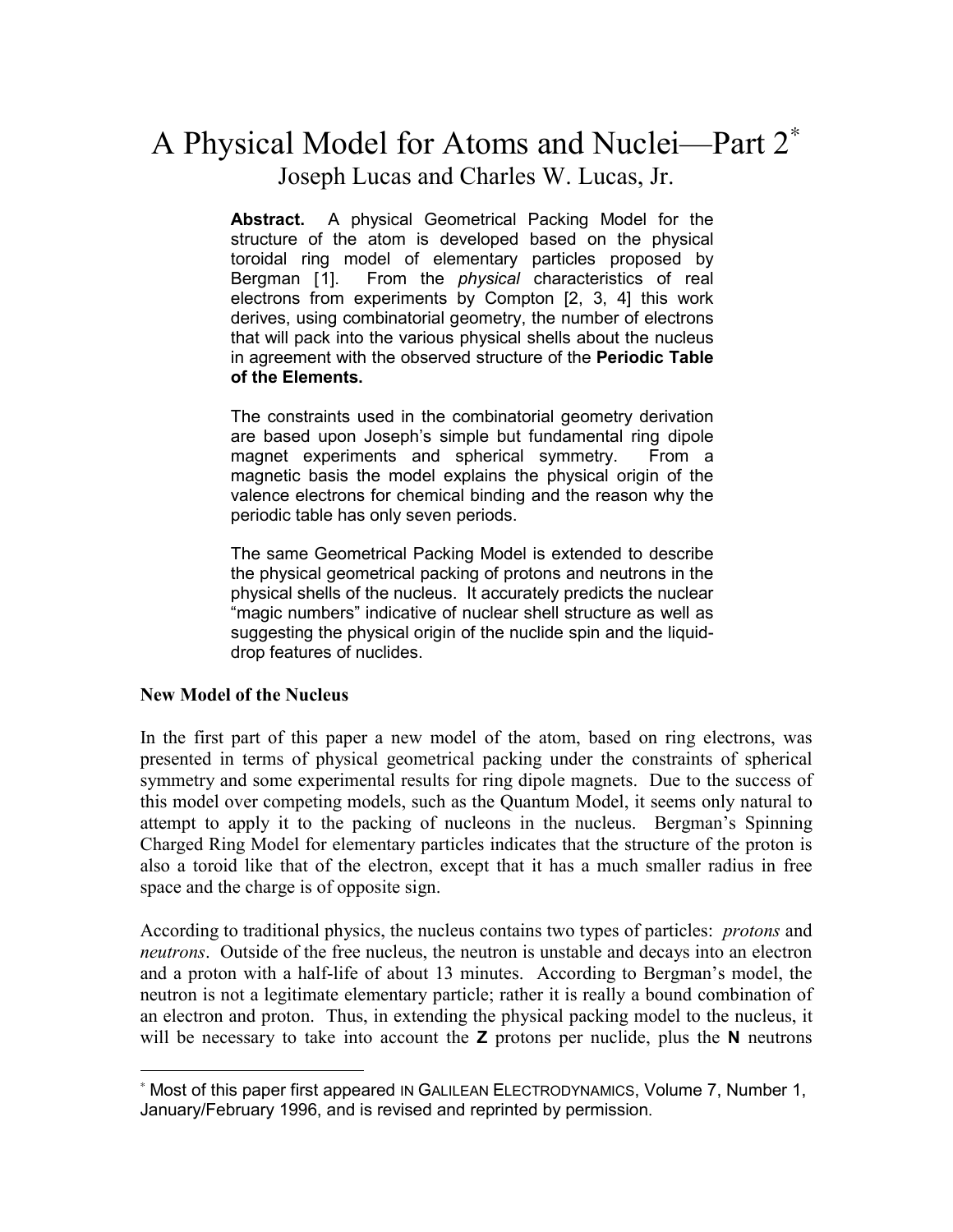# A Physical Model for Atoms and Nuclei—Part 2*

Joseph Lucas and Charles W. Lucas, Jr.

**Abstract.** A physical Geometrical Packing Model for the structure of the atom is developed based on the physical toroidal ring model of elementary particles proposed by Bergman [1]. From the *physical* characteristics of real electrons from experiments by Compton [2, 3, 4] this work derives, using combinatorial geometry, the number of electrons that will pack into the various physical shells about the nucleus in agreement with the observed structure of the **Periodic Table of the Elements.**

The constraints used in the combinatorial geometry derivation are based upon Joseph's simple but fundamental ring dipole magnet experiments and spherical symmetry. From a magnetic basis the model explains the physical origin of the valence electrons for chemical binding and the reason why the periodic table has only seven periods.

The same Geometrical Packing Model is extended to describe the physical geometrical packing of protons and neutrons in the physical shells of the nucleus. It accurately predicts the nuclear "magic numbers" indicative of nuclear shell structure as well as suggesting the physical origin of the nuclide spin and the liquid-drop features of nuclides.

### New Model of the Nucleus

In the first part of this paper a new model of the atom, based on ring electrons, was presented in terms of physical geometrical packing under the constraints of spherical symmetry and some experimental results for ring dipole magnets. Due to the success of this model over competing models, such as the Quantum Model, it seems only natural to attempt to apply it to the packing of nucleons in the nucleus. Bergman's Spinning Charged Ring Model for elementary particles indicates that the structure of the proton is also a toroid like that of the electron, except that it has a much smaller radius in free space and the charge is of opposite sign.

According to traditional physics, the nucleus contains two types of particles: *protons* and *neutrons*. Outside of the free nucleus, the neutron is unstable and decays into an electron and a proton with a half-life of about 13 minutes. According to Bergman's model, the neutron is not a legitimate elementary particle; rather it is really a bound combination of an electron and proton. Thus, in extending the physical packing model to the nucleus, it will be necessary to take into account the **Z** protons per nuclide, plus the **N** neutrons

---

* Most of this paper first appeared IN GALILEAN ELECTRODYNAMICS, Volume 7, Number 1, January/February 1996, and is revised and reprinted by permission.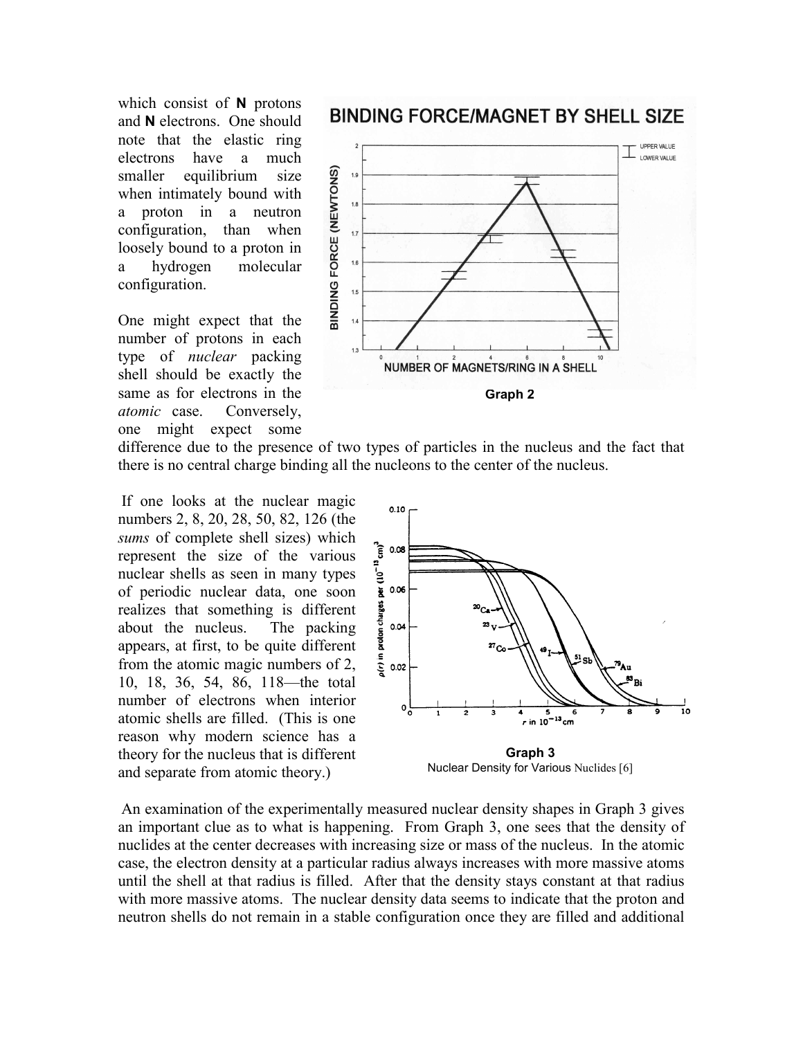which consist of **N** protons and **N** electrons. One should note that the elastic ring electrons have a much smaller equilibrium size when intimately bound with a proton in a neutron configuration, than when loosely bound to a proton in a hydrogen molecular configuration.

One might expect that the number of protons in each type of *nuclear* packing shell should be exactly the same as for electrons in the *atomic* case. Conversely, one might expect some difference due to the presence of two types of particles in the nucleus and the fact that there is no central charge binding all the nucleons to the center of the nucleus.

**Graph 2**

If one looks at the nuclear magic numbers 2, 8, 20, 28, 50, 82, 126 (the *sums* of complete shell sizes) which represent the size of the various nuclear shells as seen in many types of periodic nuclear data, one soon realizes that something is different about the nucleus. The packing appears, at first, to be quite different from the atomic magic numbers of 2, 10, 18, 36, 54, 86, 118—the total number of electrons when interior atomic shells are filled. (This is one reason why modern science has a theory for the nucleus that is different and separate from atomic theory.)

**Graph 3**
Nuclear Density for Various Nuclides [6]

An examination of the experimentally measured nuclear density shapes in Graph 3 gives an important clue as to what is happening. From Graph 3, one sees that the density of nuclides at the center decreases with increasing size or mass of the nucleus. In the atomic case, the electron density at a particular radius always increases with more massive atoms until the shell at that radius is filled. After that the density stays constant at that radius with more massive atoms. The nuclear density data seems to indicate that the proton and neutron shells do not remain in a stable configuration once they are filled and additional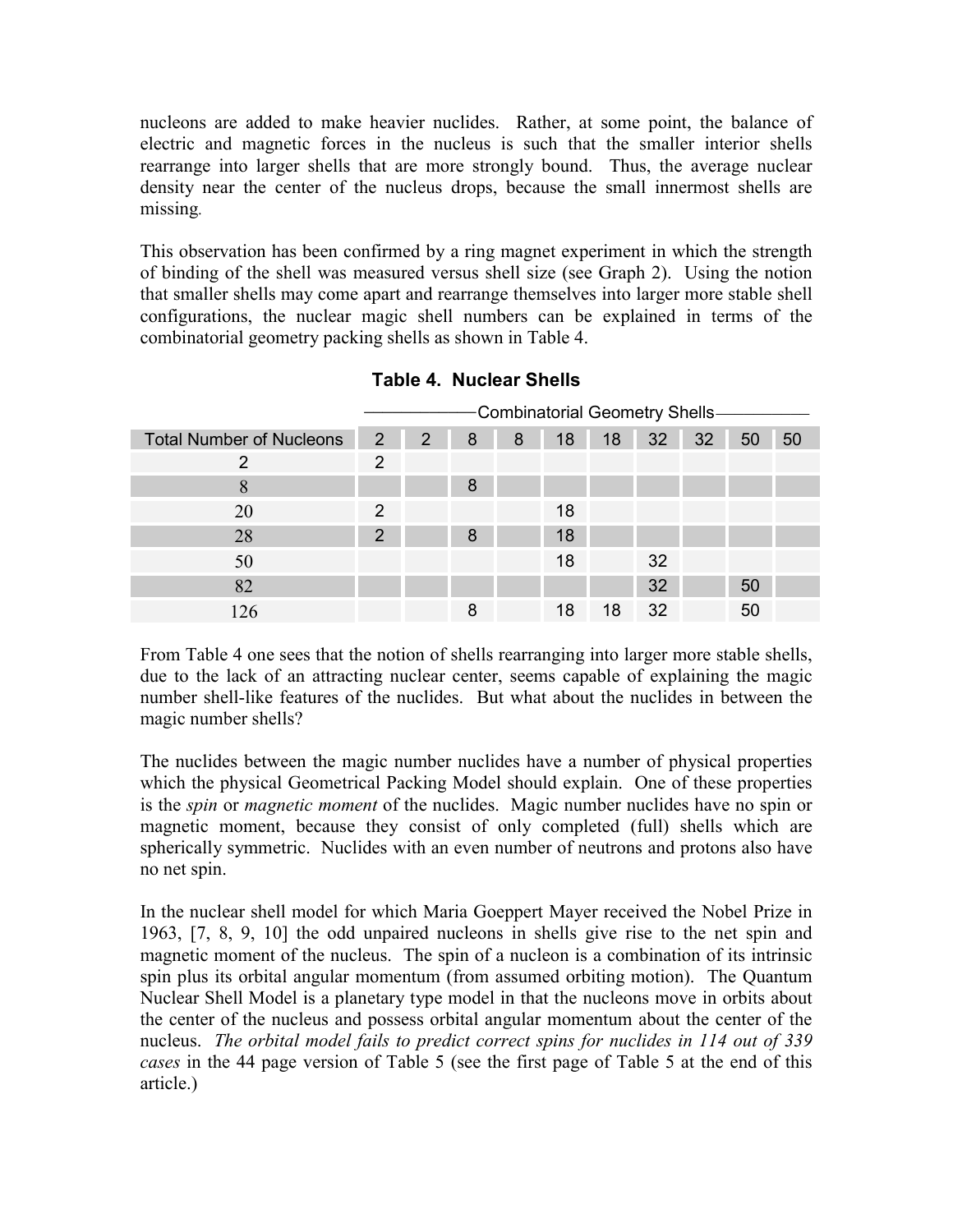nucleons are added to make heavier nuclides. Rather, at some point, the balance of electric and magnetic forces in the nucleus is such that the smaller interior shells rearrange into larger shells that are more strongly bound. Thus, the average nuclear density near the center of the nucleus drops, because the small innermost shells are missing.

This observation has been confirmed by a ring magnet experiment in which the strength of binding of the shell was measured versus shell size (see Graph 2). Using the notion that smaller shells may come apart and rearrange themselves into larger more stable shell configurations, the nuclear magic shell numbers can be explained in terms of the combinatorial geometry packing shells as shown in Table 4.

**Table 4. Nuclear Shells**

| | Combinatorial Geometry Shells | | | | | | | | | |
|---|---|---|---|---|---|---|---|---|---|---|
| Total Number of Nucleons | 2 | 2 | 8 | 8 | 18 | 18 | 32 | 32 | 50 | 50 |
| 2 | 2 | | | | | | | | | |
| 8 | | | 8 | | | | | | | |
| 20 | 2 | | | | 18 | | | | | |
| 28 | 2 | | 8 | | 18 | | | | | |
| 50 | | | | | 18 | | 32 | | | |
| 82 | | | | | | | 32 | | 50 | |
| 126 | | | 8 | | 18 | 18 | 32 | | 50 | |

From Table 4 one sees that the notion of shells rearranging into larger more stable shells, due to the lack of an attracting nuclear center, seems capable of explaining the magic number shell-like features of the nuclides. But what about the nuclides in between the magic number shells?

The nuclides between the magic number nuclides have a number of physical properties which the physical Geometrical Packing Model should explain. One of these properties is the *spin* or *magnetic moment* of the nuclides. Magic number nuclides have no spin or magnetic moment, because they consist of only completed (full) shells which are spherically symmetric. Nuclides with an even number of neutrons and protons also have no net spin.

In the nuclear shell model for which Maria Goeppert Mayer received the Nobel Prize in 1963, [7, 8, 9, 10] the odd unpaired nucleons in shells give rise to the net spin and magnetic moment of the nucleus. The spin of a nucleon is a combination of its intrinsic spin plus its orbital angular momentum (from assumed orbiting motion). The Quantum Nuclear Shell Model is a planetary type model in that the nucleons move in orbits about the center of the nucleus and possess orbital angular momentum about the center of the nucleus. *The orbital model fails to predict correct spins for nuclides in 114 out of 339 cases* in the 44 page version of Table 5 (see the first page of Table 5 at the end of this article.)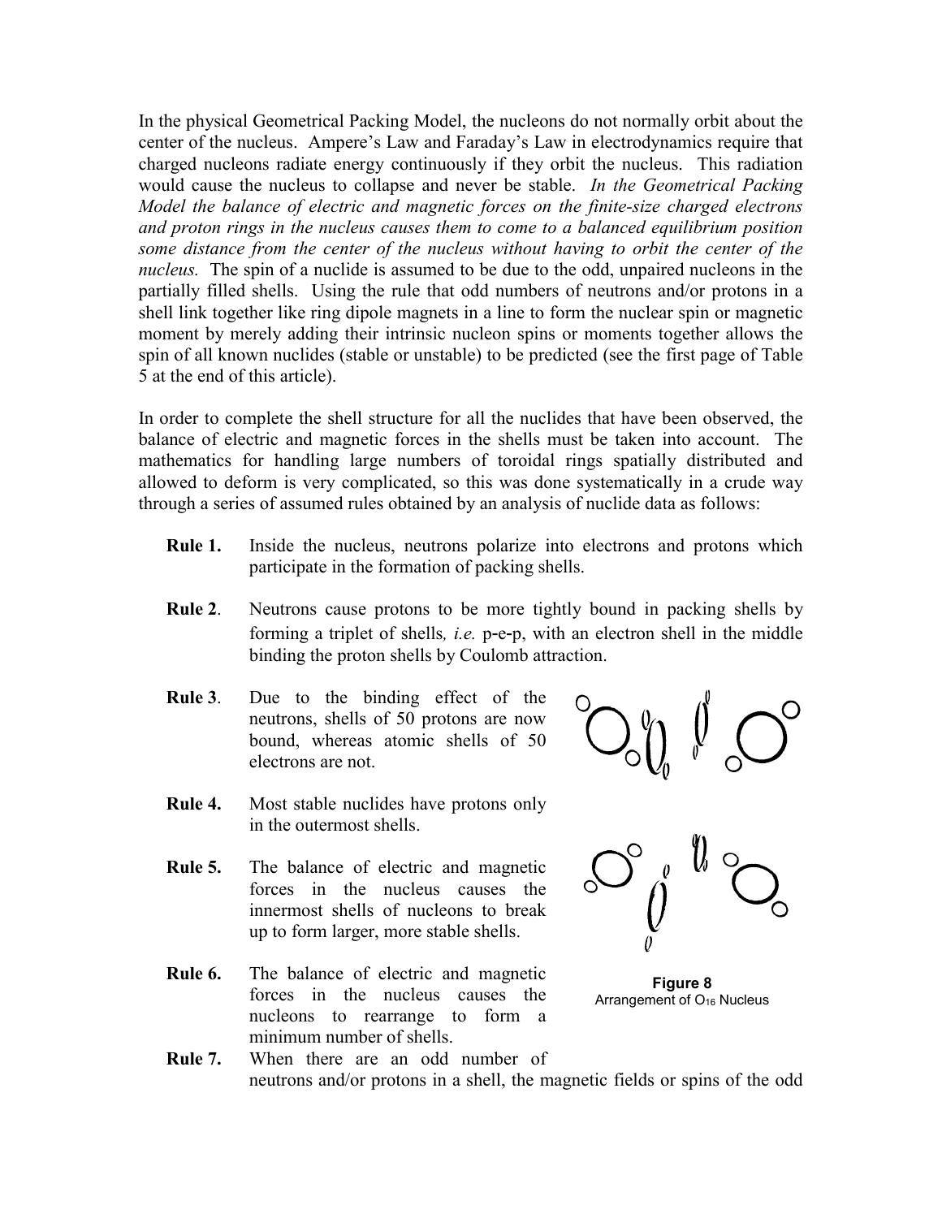In the physical Geometrical Packing Model, the nucleons do not normally orbit about the center of the nucleus. Ampere's Law and Faraday's Law in electrodynamics require that charged nucleons radiate energy continuously if they orbit the nucleus. This radiation would cause the nucleus to collapse and never be stable. *In the Geometrical Packing Model the balance of electric and magnetic forces on the finite-size charged electrons and proton rings in the nucleus causes them to come to a balanced equilibrium position some distance from the center of the nucleus without having to orbit the center of the nucleus.* The spin of a nuclide is assumed to be due to the odd, unpaired nucleons in the partially filled shells. Using the rule that odd numbers of neutrons and/or protons in a shell link together like ring dipole magnets in a line to form the nuclear spin or magnetic moment by merely adding their intrinsic nucleon spins or moments together allows the spin of all known nuclides (stable or unstable) to be predicted (see the first page of Table 5 at the end of this article).

In order to complete the shell structure for all the nuclides that have been observed, the balance of electric and magnetic forces in the shells must be taken into account. The mathematics for handling large numbers of toroidal rings spatially distributed and allowed to deform is very complicated, so this was done systematically in a crude way through a series of assumed rules obtained by an analysis of nuclide data as follows:

**Rule 1.** Inside the nucleus, neutrons polarize into electrons and protons which participate in the formation of packing shells.

**Rule 2**. Neutrons cause protons to be more tightly bound in packing shells by forming a triplet of shells, *i.e.* p-e-p, with an electron shell in the middle binding the proton shells by Coulomb attraction.

**Rule 3**. Due to the binding effect of the neutrons, shells of 50 protons are now bound, whereas atomic shells of 50 electrons are not.

**Rule 4.** Most stable nuclides have protons only in the outermost shells.

**Rule 5.** The balance of electric and magnetic forces in the nucleus causes the innermost shells of nucleons to break up to form larger, more stable shells.

**Rule 6.** The balance of electric and magnetic forces in the nucleus causes the nucleons to rearrange to form a minimum number of shells.

**Figure 8**
Arrangement of $O_{16}$ Nucleus

**Rule 7.** When there are an odd number of neutrons and/or protons in a shell, the magnetic fields or spins of the odd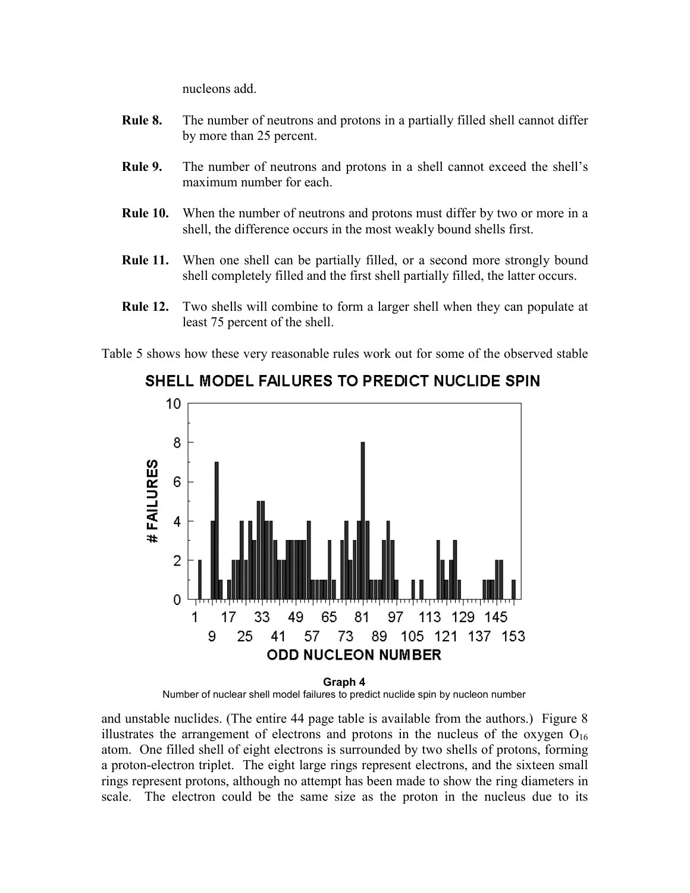nucleons add.

**Rule 8.** The number of neutrons and protons in a partially filled shell cannot differ by more than 25 percent.

**Rule 9.** The number of neutrons and protons in a shell cannot exceed the shell's maximum number for each.

**Rule 10.** When the number of neutrons and protons must differ by two or more in a shell, the difference occurs in the most weakly bound shells first.

**Rule 11.** When one shell can be partially filled, or a second more strongly bound shell completely filled and the first shell partially filled, the latter occurs.

**Rule 12.** Two shells will combine to form a larger shell when they can populate at least 75 percent of the shell.

Table 5 shows how these very reasonable rules work out for some of the observed stable

**Graph 4**
Number of nuclear shell model failures to predict nuclide spin by nucleon number

and unstable nuclides. (The entire 44 page table is available from the authors.) Figure 8 illustrates the arrangement of electrons and protons in the nucleus of the oxygen $O_{16}$ atom. One filled shell of eight electrons is surrounded by two shells of protons, forming a proton-electron triplet. The eight large rings represent electrons, and the sixteen small rings represent protons, although no attempt has been made to show the ring diameters in scale. The electron could be the same size as the proton in the nucleus due to its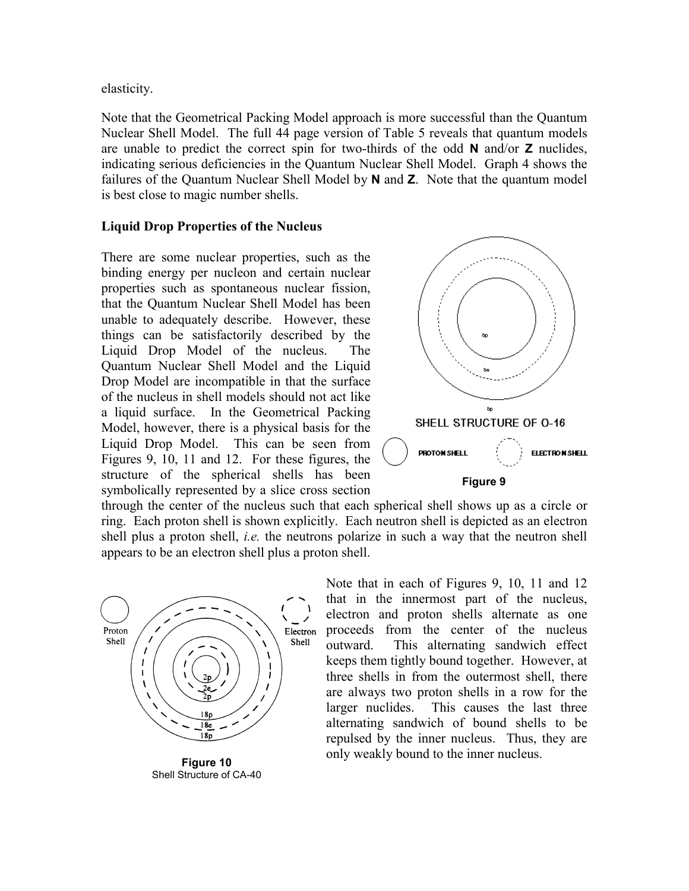elasticity.

Note that the Geometrical Packing Model approach is more successful than the Quantum Nuclear Shell Model. The full 44 page version of Table 5 reveals that quantum models are unable to predict the correct spin for two-thirds of the odd **N** and/or **Z** nuclides, indicating serious deficiencies in the Quantum Nuclear Shell Model. Graph 4 shows the failures of the Quantum Nuclear Shell Model by **N** and **Z**. Note that the quantum model is best close to magic number shells.

**Liquid Drop Properties of the Nucleus**

There are some nuclear properties, such as the binding energy per nucleon and certain nuclear properties such as spontaneous nuclear fission, that the Quantum Nuclear Shell Model has been unable to adequately describe. However, these things can be satisfactorily described by the Liquid Drop Model of the nucleus. The Quantum Nuclear Shell Model and the Liquid Drop Model are incompatible in that the surface of the nucleus in shell models should not act like a liquid surface. In the Geometrical Packing Model, however, there is a physical basis for the Liquid Drop Model. This can be seen from Figures 9, 10, 11 and 12. For these figures, the structure of the spherical shells has been symbolically represented by a slice cross section through the center of the nucleus such that each spherical shell shows up as a circle or ring. Each proton shell is shown explicitly. Each neutron shell is depicted as an electron shell plus a proton shell, *i.e.* the neutrons polarize in such a way that the neutron shell appears to be an electron shell plus a proton shell.

SHELL STRUCTURE OF O-16

PROTON SHELL ELECTRON SHELL

**Figure 9**

Proton Shell Electron Shell

2p 2e 2p 18p 18e 18p

**Figure 10**
Shell Structure of CA-40

Note that in each of Figures 9, 10, 11 and 12 that in the innermost part of the nucleus, electron and proton shells alternate as one proceeds from the center of the nucleus outward. This alternating sandwich effect keeps them tightly bound together. However, at three shells in from the outermost shell, there are always two proton shells in a row for the larger nuclides. This causes the last three alternating sandwich of bound shells to be repulsed by the inner nucleus. Thus, they are only weakly bound to the inner nucleus.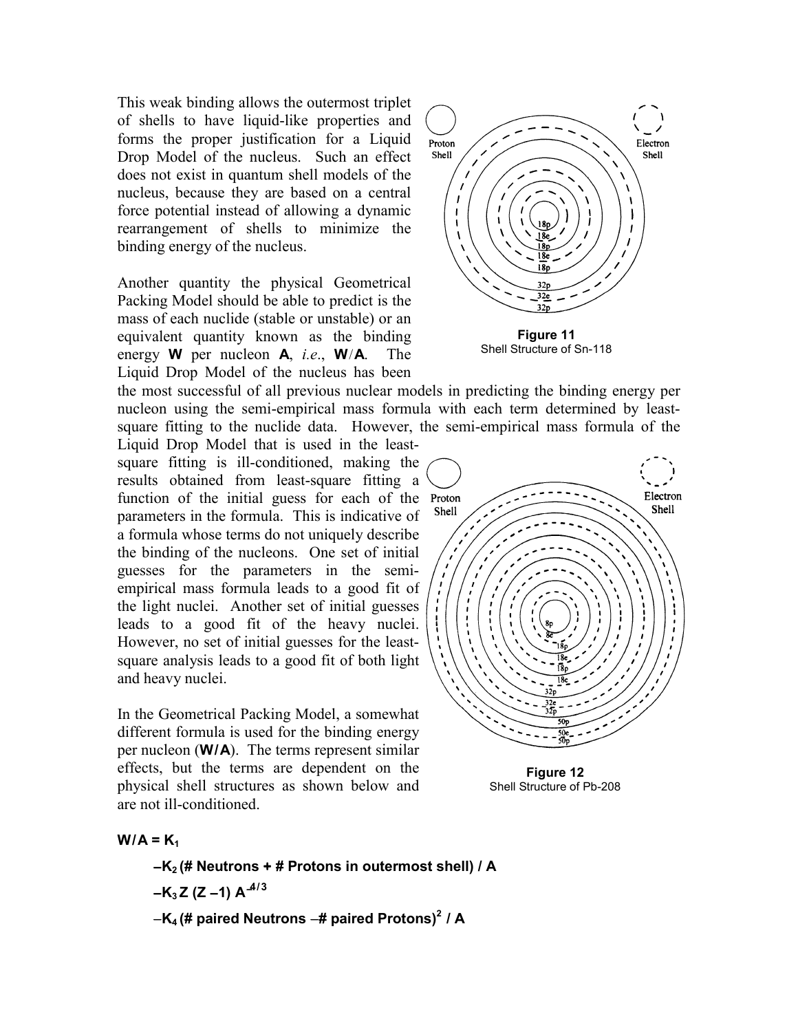This weak binding allows the outermost triplet of shells to have liquid-like properties and forms the proper justification for a Liquid Drop Model of the nucleus. Such an effect does not exist in quantum shell models of the nucleus, because they are based on a central force potential instead of allowing a dynamic rearrangement of shells to minimize the binding energy of the nucleus.

Another quantity the physical Geometrical Packing Model should be able to predict is the mass of each nuclide (stable or unstable) or an equivalent quantity known as the binding energy **W** per nucleon **A**, *i.e.*, **W**/**A**. The Liquid Drop Model of the nucleus has been the most successful of all previous nuclear models in predicting the binding energy per nucleon using the semi-empirical mass formula with each term determined by least-square fitting to the nuclide data. However, the semi-empirical mass formula of the Liquid Drop Model that is used in the least-square fitting is ill-conditioned, making the results obtained from least-square fitting a function of the initial guess for each of the parameters in the formula. This is indicative of a formula whose terms do not uniquely describe the binding of the nucleons. One set of initial guesses for the parameters in the semi-empirical mass formula leads to a good fit of the light nuclei. Another set of initial guesses leads to a good fit of the heavy nuclei. However, no set of initial guesses for the least-square analysis leads to a good fit of both light and heavy nuclei.

**Figure 11**
Shell Structure of Sn-118

**Figure 12**
Shell Structure of Pb-208

In the Geometrical Packing Model, a somewhat different formula is used for the binding energy per nucleon (**W/A**). The terms represent similar effects, but the terms are dependent on the physical shell structures as shown below and are not ill-conditioned.

$$\mathbf{W/A = K_1}$$

$$\mathbf{-K_2\,(\#\ Neutrons + \#\ Protons\ in\ outermost\ shell)\ /\ A}$$

$$\mathbf{-K_3\,Z\,(Z-1)\,A^{-4/3}}$$

$$\mathbf{-K_4\,(\#\ paired\ Neutrons - \#\ paired\ Protons)^2\ /\ A}$$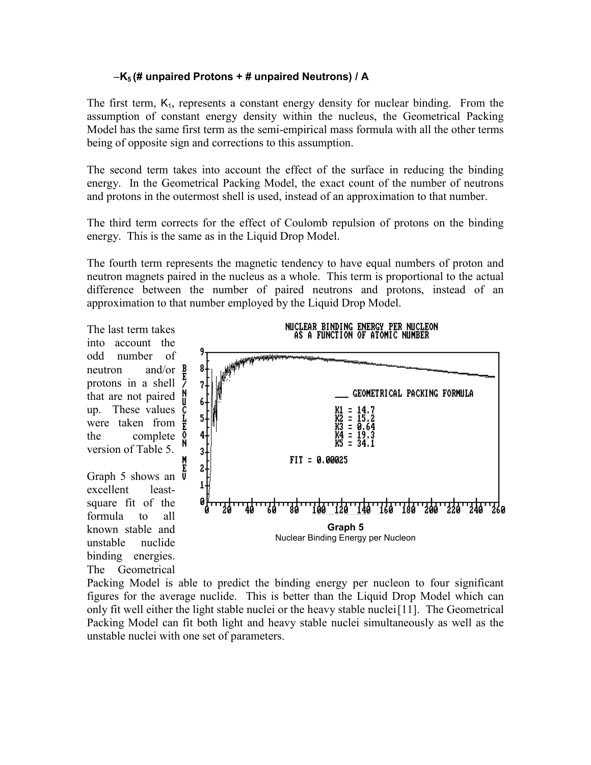$-K_5$ **(# unpaired Protons + # unpaired Neutrons) / A**

The first term, $K_1$, represents a constant energy density for nuclear binding. From the assumption of constant energy density within the nucleus, the Geometrical Packing Model has the same first term as the semi-empirical mass formula with all the other terms being of opposite sign and corrections to this assumption.

The second term takes into account the effect of the surface in reducing the binding energy. In the Geometrical Packing Model, the exact count of the number of neutrons and protons in the outermost shell is used, instead of an approximation to that number.

The third term corrects for the effect of Coulomb repulsion of protons on the binding energy. This is the same as in the Liquid Drop Model.

The fourth term represents the magnetic tendency to have equal numbers of proton and neutron magnets paired in the nucleus as a whole. This term is proportional to the actual difference between the number of paired neutrons and protons, instead of an approximation to that number employed by the Liquid Drop Model.

The last term takes into account the odd number of neutron and/or protons in a shell that are not paired up. These values were taken from the complete version of Table 5.

NUCLEAR BINDING ENERGY PER NUCLEON AS A FUNCTION OF ATOMIC NUMBER

GEOMETRICAL PACKING FORMULA

K1 = 14.7
K2 = 15.2
K3 = 0.64
K4 = 19.3
K5 = 34.1

FIT = 0.00025

**Graph 5**
Nuclear Binding Energy per Nucleon

Graph 5 shows an excellent least-square fit of the formula to all known stable and unstable nuclide binding energies. The Geometrical Packing Model is able to predict the binding energy per nucleon to four significant figures for the average nuclide. This is better than the Liquid Drop Model which can only fit well either the light stable nuclei or the heavy stable nuclei[11]. The Geometrical Packing Model can fit both light and heavy stable nuclei simultaneously as well as the unstable nuclei with one set of parameters.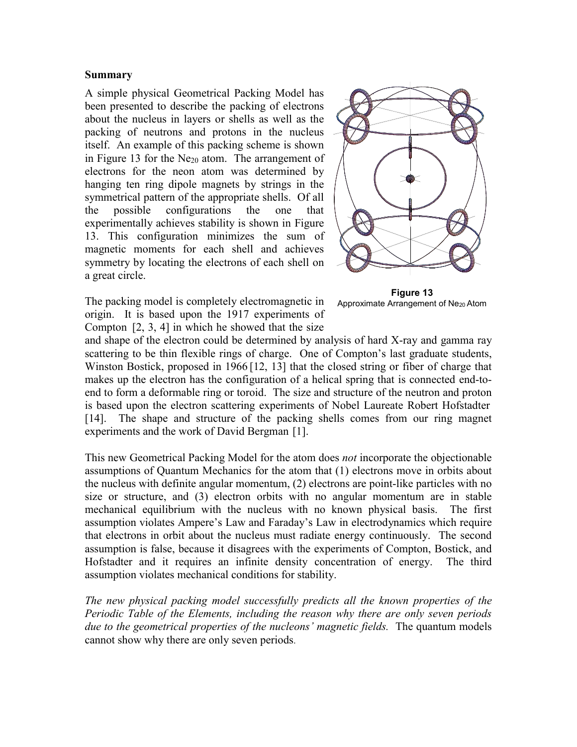## Summary

A simple physical Geometrical Packing Model has been presented to describe the packing of electrons about the nucleus in layers or shells as well as the packing of neutrons and protons in the nucleus itself. An example of this packing scheme is shown in Figure 13 for the $Ne_{20}$ atom. The arrangement of electrons for the neon atom was determined by hanging ten ring dipole magnets by strings in the symmetrical pattern of the appropriate shells. Of all the possible configurations the one that experimentally achieves stability is shown in Figure 13. This configuration minimizes the sum of magnetic moments for each shell and achieves symmetry by locating the electrons of each shell on a great circle.

**Figure 13**
Approximate Arrangement of $Ne_{20}$ Atom

The packing model is completely electromagnetic in origin. It is based upon the 1917 experiments of Compton [2, 3, 4] in which he showed that the size and shape of the electron could be determined by analysis of hard X-ray and gamma ray scattering to be thin flexible rings of charge. One of Compton's last graduate students, Winston Bostick, proposed in 1966 [12, 13] that the closed string or fiber of charge that makes up the electron has the configuration of a helical spring that is connected end-to-end to form a deformable ring or toroid. The size and structure of the neutron and proton is based upon the electron scattering experiments of Nobel Laureate Robert Hofstadter [14]. The shape and structure of the packing shells comes from our ring magnet experiments and the work of David Bergman [1].

This new Geometrical Packing Model for the atom does *not* incorporate the objectionable assumptions of Quantum Mechanics for the atom that (1) electrons move in orbits about the nucleus with definite angular momentum, (2) electrons are point-like particles with no size or structure, and (3) electron orbits with no angular momentum are in stable mechanical equilibrium with the nucleus with no known physical basis. The first assumption violates Ampere's Law and Faraday's Law in electrodynamics which require that electrons in orbit about the nucleus must radiate energy continuously. The second assumption is false, because it disagrees with the experiments of Compton, Bostick, and Hofstadter and it requires an infinite density concentration of energy. The third assumption violates mechanical conditions for stability.

*The new physical packing model successfully predicts all the known properties of the Periodic Table of the Elements, including the reason why there are only seven periods due to the geometrical properties of the nucleons' magnetic fields.* The quantum models cannot show why there are only seven periods.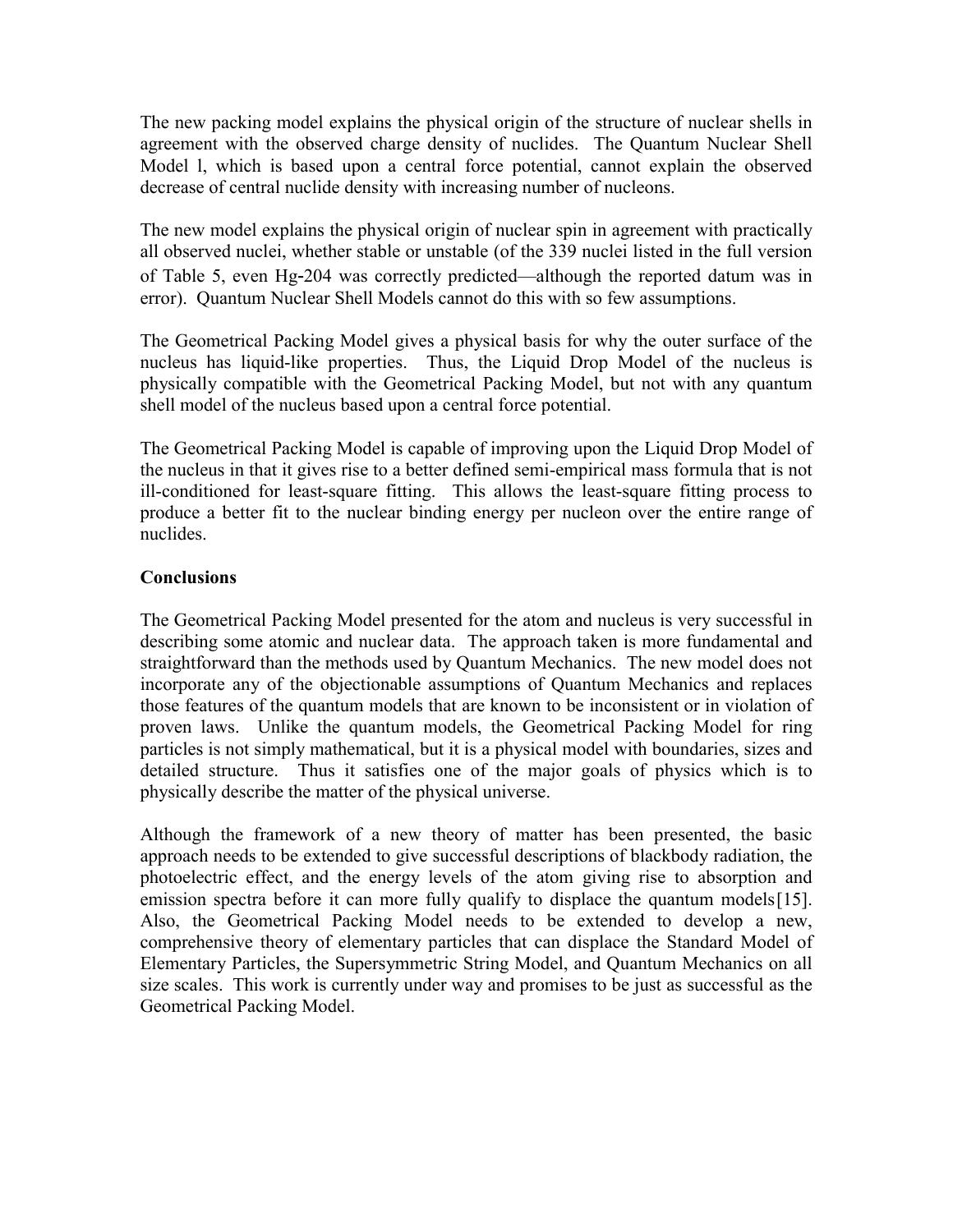The new packing model explains the physical origin of the structure of nuclear shells in agreement with the observed charge density of nuclides. The Quantum Nuclear Shell Model l, which is based upon a central force potential, cannot explain the observed decrease of central nuclide density with increasing number of nucleons.

The new model explains the physical origin of nuclear spin in agreement with practically all observed nuclei, whether stable or unstable (of the 339 nuclei listed in the full version of Table 5, even Hg-204 was correctly predicted—although the reported datum was in error). Quantum Nuclear Shell Models cannot do this with so few assumptions.

The Geometrical Packing Model gives a physical basis for why the outer surface of the nucleus has liquid-like properties. Thus, the Liquid Drop Model of the nucleus is physically compatible with the Geometrical Packing Model, but not with any quantum shell model of the nucleus based upon a central force potential.

The Geometrical Packing Model is capable of improving upon the Liquid Drop Model of the nucleus in that it gives rise to a better defined semi-empirical mass formula that is not ill-conditioned for least-square fitting. This allows the least-square fitting process to produce a better fit to the nuclear binding energy per nucleon over the entire range of nuclides.

**Conclusions**

The Geometrical Packing Model presented for the atom and nucleus is very successful in describing some atomic and nuclear data. The approach taken is more fundamental and straightforward than the methods used by Quantum Mechanics. The new model does not incorporate any of the objectionable assumptions of Quantum Mechanics and replaces those features of the quantum models that are known to be inconsistent or in violation of proven laws. Unlike the quantum models, the Geometrical Packing Model for ring particles is not simply mathematical, but it is a physical model with boundaries, sizes and detailed structure. Thus it satisfies one of the major goals of physics which is to physically describe the matter of the physical universe.

Although the framework of a new theory of matter has been presented, the basic approach needs to be extended to give successful descriptions of blackbody radiation, the photoelectric effect, and the energy levels of the atom giving rise to absorption and emission spectra before it can more fully qualify to displace the quantum models[15]. Also, the Geometrical Packing Model needs to be extended to develop a new, comprehensive theory of elementary particles that can displace the Standard Model of Elementary Particles, the Supersymmetric String Model, and Quantum Mechanics on all size scales. This work is currently under way and promises to be just as successful as the Geometrical Packing Model.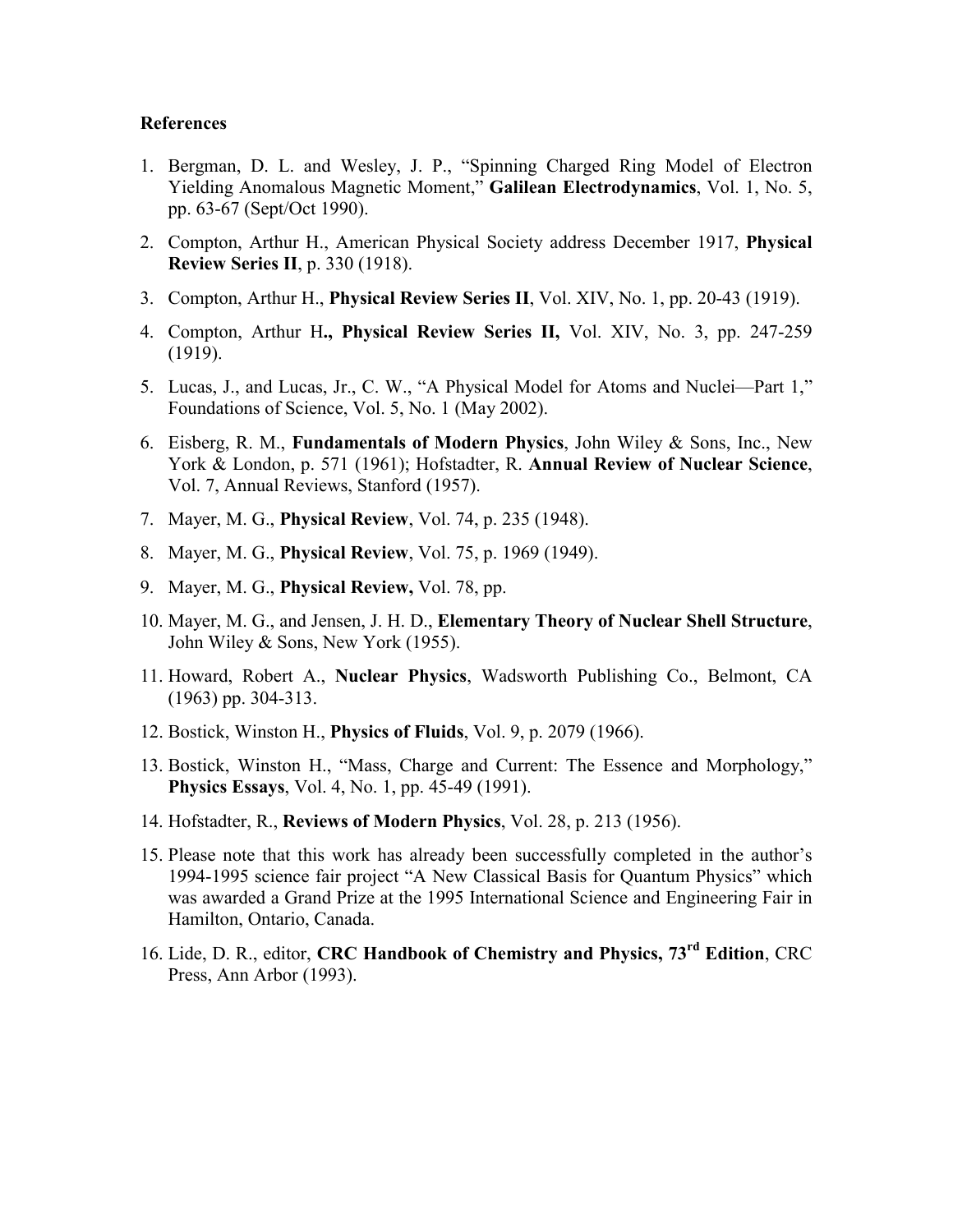**References**

1. Bergman, D. L. and Wesley, J. P., "Spinning Charged Ring Model of Electron Yielding Anomalous Magnetic Moment," **Galilean Electrodynamics**, Vol. 1, No. 5, pp. 63-67 (Sept/Oct 1990).
2. Compton, Arthur H., American Physical Society address December 1917, **Physical Review Series II**, p. 330 (1918).
3. Compton, Arthur H., **Physical Review Series II**, Vol. XIV, No. 1, pp. 20-43 (1919).
4. Compton, Arthur H**., Physical Review Series II,** Vol. XIV, No. 3, pp. 247-259 (1919).
5. Lucas, J., and Lucas, Jr., C. W., "A Physical Model for Atoms and Nuclei—Part 1," Foundations of Science, Vol. 5, No. 1 (May 2002).
6. Eisberg, R. M., **Fundamentals of Modern Physics**, John Wiley & Sons, Inc., New York & London, p. 571 (1961); Hofstadter, R. **Annual Review of Nuclear Science**, Vol. 7, Annual Reviews, Stanford (1957).
7. Mayer, M. G., **Physical Review**, Vol. 74, p. 235 (1948).
8. Mayer, M. G., **Physical Review**, Vol. 75, p. 1969 (1949).
9. Mayer, M. G., **Physical Review,** Vol. 78, pp.
10. Mayer, M. G., and Jensen, J. H. D., **Elementary Theory of Nuclear Shell Structure**, John Wiley & Sons, New York (1955).
11. Howard, Robert A., **Nuclear Physics**, Wadsworth Publishing Co., Belmont, CA (1963) pp. 304-313.
12. Bostick, Winston H., **Physics of Fluids**, Vol. 9, p. 2079 (1966).
13. Bostick, Winston H., "Mass, Charge and Current: The Essence and Morphology," **Physics Essays**, Vol. 4, No. 1, pp. 45-49 (1991).
14. Hofstadter, R., **Reviews of Modern Physics**, Vol. 28, p. 213 (1956).
15. Please note that this work has already been successfully completed in the author's 1994-1995 science fair project "A New Classical Basis for Quantum Physics" which was awarded a Grand Prize at the 1995 International Science and Engineering Fair in Hamilton, Ontario, Canada.
16. Lide, D. R., editor, **CRC Handbook of Chemistry and Physics, 73rd Edition**, CRC Press, Ann Arbor (1993).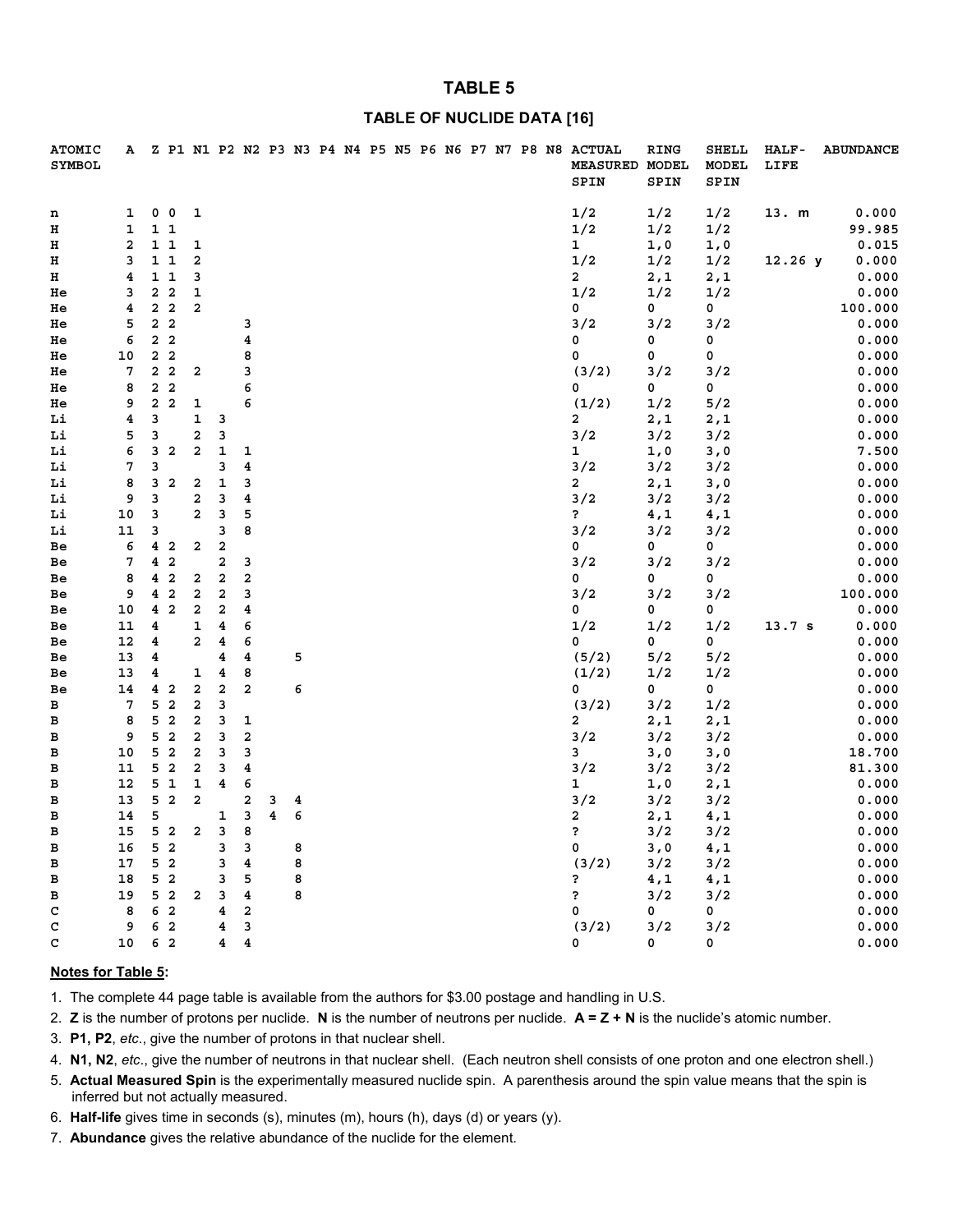# TABLE 5

## TABLE OF NUCLIDE DATA [16]

| ATOMIC SYMBOL | A | Z | P1 | N1 | P2 | N2 | P3 | N3 | P4 | N4 | P5 | N5 | P6 | N6 | P7 | N7 | P8 | N8 | ACTUAL MEASURED SPIN | RING MODEL SPIN | SHELL MODEL SPIN | HALF-LIFE | ABUNDANCE |
|---|---|---|---|---|---|---|---|---|---|---|---|---|---|---|---|---|---|---|---|---|---|---|---|
| n | 1 | 0 | 0 | 1 | | | | | | | | | | | | | | | 1/2 | 1/2 | 1/2 | 13. m | 0.000 |
| H | 1 | 1 | 1 | | | | | | | | | | | | | | | | 1/2 | 1/2 | 1/2 | | 99.985 |
| H | 2 | 1 | 1 | 1 | | | | | | | | | | | | | | | 1 | 1,0 | 1,0 | | 0.015 |
| H | 3 | 1 | 1 | 2 | | | | | | | | | | | | | | | 1/2 | 1/2 | 1/2 | 12.26 y | 0.000 |
| H | 4 | 1 | 1 | 3 | | | | | | | | | | | | | | | 2 | 2,1 | 2,1 | | 0.000 |
| He | 3 | 2 | 2 | 1 | | | | | | | | | | | | | | | 1/2 | 1/2 | 1/2 | | 0.000 |
| He | 4 | 2 | 2 | 2 | | | | | | | | | | | | | | | 0 | 0 | 0 | | 100.000 |
| He | 5 | 2 | 2 | | | 3 | | | | | | | | | | | | | 3/2 | 3/2 | 3/2 | | 0.000 |
| He | 6 | 2 | 2 | | | 4 | | | | | | | | | | | | | 0 | 0 | 0 | | 0.000 |
| He | 10 | 2 | 2 | | | 8 | | | | | | | | | | | | | 0 | 0 | 0 | | 0.000 |
| He | 7 | 2 | 2 | 2 | | 3 | | | | | | | | | | | | | (3/2) | 3/2 | 3/2 | | 0.000 |
| He | 8 | 2 | 2 | | | 6 | | | | | | | | | | | | | 0 | 0 | 0 | | 0.000 |
| He | 9 | 2 | 2 | 1 | | 6 | | | | | | | | | | | | | (1/2) | 1/2 | 5/2 | | 0.000 |
| Li | 4 | 3 | | 1 | 3 | | | | | | | | | | | | | | 2 | 2,1 | 2,1 | | 0.000 |
| Li | 5 | 3 | | 2 | 3 | | | | | | | | | | | | | | 3/2 | 3/2 | 3/2 | | 0.000 |
| Li | 6 | 3 | 2 | 2 | 1 | 1 | | | | | | | | | | | | | 1 | 1,0 | 3,0 | | 7.500 |
| Li | 7 | 3 | | | 3 | 4 | | | | | | | | | | | | | 3/2 | 3/2 | 3/2 | | 0.000 |
| Li | 8 | 3 | 2 | 2 | 1 | 3 | | | | | | | | | | | | | 2 | 2,1 | 3,0 | | 0.000 |
| Li | 9 | 3 | | 2 | 3 | 4 | | | | | | | | | | | | | 3/2 | 3/2 | 3/2 | | 0.000 |
| Li | 10 | 3 | | 2 | 3 | 5 | | | | | | | | | | | | | ? | 4,1 | 4,1 | | 0.000 |
| Li | 11 | 3 | | | 3 | 8 | | | | | | | | | | | | | 3/2 | 3/2 | 3/2 | | 0.000 |
| Be | 6 | 4 | 2 | 2 | 2 | | | | | | | | | | | | | | 0 | 0 | 0 | | 0.000 |
| Be | 7 | 4 | 2 | | 2 | 3 | | | | | | | | | | | | | 3/2 | 3/2 | 3/2 | | 0.000 |
| Be | 8 | 4 | 2 | 2 | 2 | 2 | | | | | | | | | | | | | 0 | 0 | 0 | | 0.000 |
| Be | 9 | 4 | 2 | 2 | 2 | 3 | | | | | | | | | | | | | 3/2 | 3/2 | 3/2 | | 100.000 |
| Be | 10 | 4 | 2 | 2 | 2 | 4 | | | | | | | | | | | | | 0 | 0 | 0 | | 0.000 |
| Be | 11 | 4 | | 1 | 4 | 6 | | | | | | | | | | | | | 1/2 | 1/2 | 1/2 | 13.7 s | 0.000 |
| Be | 12 | 4 | | 2 | 4 | 6 | | | | | | | | | | | | | 0 | 0 | 0 | | 0.000 |
| Be | 13 | 4 | | | 4 | 4 | | 5 | | | | | | | | | | | (5/2) | 5/2 | 5/2 | | 0.000 |
| Be | 13 | 4 | | 1 | 4 | 8 | | | | | | | | | | | | | (1/2) | 1/2 | 1/2 | | 0.000 |
| Be | 14 | 4 | 2 | 2 | 2 | 2 | | 6 | | | | | | | | | | | 0 | 0 | 0 | | 0.000 |
| B | 7 | 5 | 2 | 2 | 3 | | | | | | | | | | | | | | (3/2) | 3/2 | 1/2 | | 0.000 |
| B | 8 | 5 | 2 | 2 | 3 | 1 | | | | | | | | | | | | | 2 | 2,1 | 2,1 | | 0.000 |
| B | 9 | 5 | 2 | 2 | 3 | 2 | | | | | | | | | | | | | 3/2 | 3/2 | 3/2 | | 0.000 |
| B | 10 | 5 | 2 | 2 | 3 | 3 | | | | | | | | | | | | | 3 | 3,0 | 3,0 | | 18.700 |
| B | 11 | 5 | 2 | 2 | 3 | 4 | | | | | | | | | | | | | 3/2 | 3/2 | 3/2 | | 81.300 |
| B | 12 | 5 | 1 | 1 | 4 | 6 | | | | | | | | | | | | | 1 | 1,0 | 2,1 | | 0.000 |
| B | 13 | 5 | 2 | 2 | | 2 | 3 | 4 | | | | | | | | | | | 3/2 | 3/2 | 3/2 | | 0.000 |
| B | 14 | 5 | | | 1 | 3 | 4 | 6 | | | | | | | | | | | 2 | 2,1 | 4,1 | | 0.000 |
| B | 15 | 5 | 2 | 2 | 3 | 8 | | | | | | | | | | | | | ? | 3/2 | 3/2 | | 0.000 |
| B | 16 | 5 | 2 | | 3 | 3 | | 8 | | | | | | | | | | | 0 | 3,0 | 4,1 | | 0.000 |
| B | 17 | 5 | 2 | | 3 | 4 | | 8 | | | | | | | | | | | (3/2) | 3/2 | 3/2 | | 0.000 |
| B | 18 | 5 | 2 | | 3 | 5 | | 8 | | | | | | | | | | | ? | 4,1 | 4,1 | | 0.000 |
| B | 19 | 5 | 2 | 2 | 3 | 4 | | 8 | | | | | | | | | | | ? | 3/2 | 3/2 | | 0.000 |
| C | 8 | 6 | 2 | | 4 | 2 | | | | | | | | | | | | | 0 | 0 | 0 | | 0.000 |
| C | 9 | 6 | 2 | | 4 | 3 | | | | | | | | | | | | | (3/2) | 3/2 | 3/2 | | 0.000 |
| C | 10 | 6 | 2 | | 4 | 4 | | | | | | | | | | | | | 0 | 0 | 0 | | 0.000 |

**Notes for Table 5:**

1. The complete 44 page table is available from the authors for $3.00 postage and handling in U.S.
2. **Z** is the number of protons per nuclide. **N** is the number of neutrons per nuclide. **A = Z + N** is the nuclide's atomic number.
3. **P1, P2**, *etc.*, give the number of protons in that nuclear shell.
4. **N1, N2**, *etc.*, give the number of neutrons in that nuclear shell. (Each neutron shell consists of one proton and one electron shell.)
5. **Actual Measured Spin** is the experimentally measured nuclide spin. A parenthesis around the spin value means that the spin is inferred but not actually measured.
6. **Half-life** gives time in seconds (s), minutes (m), hours (h), days (d) or years (y).
7. **Abundance** gives the relative abundance of the nuclide for the element.